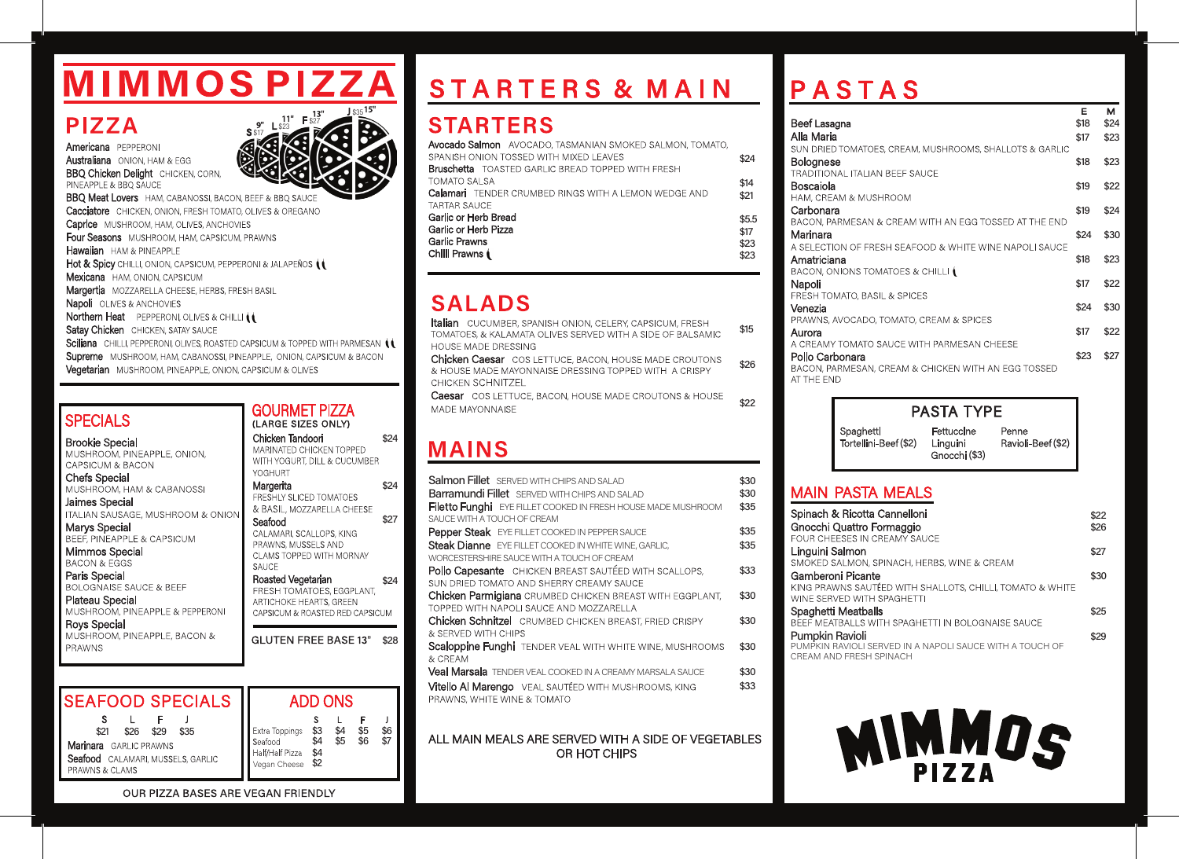# MIMMOS PIZZA

## PIZZA

| Size | Price |
|---|---|
| S 9" | $17 |
| L 11" | $23 |
| F 13" | $27 |
| J 15" | $35 |

**Americana** PEPPERONI
**Australiana** ONION, HAM & EGG
**BBQ Chicken Delight** CHICKEN, CORN, PINEAPPLE & BBQ SAUCE
**BBQ Meat Lovers** HAM, CABANOSSI, BACON, BEEF & BBQ SAUCE
**Cacciatore** CHICKEN, ONION, FRESH TOMATO, OLIVES & OREGANO
**Caprice** MUSHROOM, HAM, OLIVES, ANCHOVIES
**Four Seasons** MUSHROOM, HAM, CAPSICUM, PRAWNS
**Hawaiian** HAM & PINEAPPLE
**Hot & Spicy** CHILLI, ONION, CAPSICUM, PEPPERONI & JALAPEÑOS
**Mexicana** HAM, ONION, CAPSICUM
**Margertia** MOZZARELLA CHEESE, HERBS, FRESH BASIL
**Napoli** OLIVES & ANCHOVIES
**Northern Heat** PEPPERONI, OLIVES & CHILLI
**Satay Chicken** CHICKEN, SATAY SAUCE
**Sciliana** CHILLI, PEPPERONI, OLIVES, ROASTED CAPSICUM & TOPPED WITH PARMESAN
**Supreme** MUSHROOM, HAM, CABANOSSI, PINEAPPLE, ONION, CAPSICUM & BACON
**Vegetarian** MUSHROOM, PINEAPPLE, ONION, CAPSICUM & OLIVES

## SPECIALS

**Brookie Special** MUSHROOM, PINEAPPLE, ONION, CAPSICUM & BACON
**Chefs Special** MUSHROOM, HAM & CABANOSSI
**Jaimes Special** ITALIAN SAUSAGE, MUSHROOM & ONION
**Marys Special** BEEF, PINEAPPLE & CAPSICUM
**Mimmos Special** BACON & EGGS
**Paris Special** BOLOGNAISE SAUCE & BEEF
**Plateau Special** MUSHROOM, PINEAPPLE & PEPPERONI
**Roys Special** MUSHROOM, PINEAPPLE, BACON & PRAWNS

## GOURMET PIZZA
(LARGE SIZES ONLY)

**Chicken Tandoori** MARINATED CHICKEN TOPPED WITH YOGURT, DILL & CUCUMBER YOGHURT — $24
**Margerita** FRESHLY SLICED TOMATOES & BASIL, MOZZARELLA CHEESE — $24
**Seafood** CALAMARI, SCALLOPS, KING PRAWNS, MUSSELS AND CLAMS TOPPED WITH MORNAY SAUCE — $27
**Roasted Vegetarian** FRESH TOMATOES, EGGPLANT, ARTICHOKE HEARTS, GREEN CAPSICUM & ROASTED RED CAPSICUM — $24

GLUTEN FREE BASE 13" — $28

## SEAFOOD SPECIALS

| S | L | F | J |
|---|---|---|---|
| $21 | $26 | $29 | $35 |

**Marinara** GARLIC PRAWNS
**Seafood** CALAMARI, MUSSELS, GARLIC PRAWNS & CLAMS

## ADD ONS

| | S | L | F | J |
|---|---|---|---|---|
| Extra Toppings | $3 | $4 | $5 | $6 |
| Seafood | $4 | $5 | $6 | $7 |
| Half/Half Pizza | $4 | | | |
| Vegan Cheese | $2 | | | |

OUR PIZZA BASES ARE VEGAN FRIENDLY

# STARTERS & MAIN

## STARTERS

**Avocado Salmon** AVOCADO, TASMANIAN SMOKED SALMON, TOMATO, SPANISH ONION TOSSED WITH MIXED LEAVES — $24
**Bruschetta** TOASTED GARLIC BREAD TOPPED WITH FRESH TOMATO SALSA — $14
**Calamari** TENDER CRUMBED RINGS WITH A LEMON WEDGE AND TARTAR SAUCE — $21
**Garlic or Herb Bread** — $5.5
**Garlic or Herb Pizza** — $17
**Garlic Prawns** — $23
**Chilli Prawns** — $23

## SALADS

**Italian** CUCUMBER, SPANISH ONION, CELERY, CAPSICUM, FRESH TOMATOES, & KALAMATA OLIVES SERVED WITH A SIDE OF BALSAMIC HOUSE MADE DRESSING — $15
**Chicken Caesar** COS LETTUCE, BACON, HOUSE MADE CROUTONS & HOUSE MADE MAYONNAISE DRESSING TOPPED WITH A CRISPY CHICKEN SCHNITZEL — $26
**Caesar** COS LETTUCE, BACON, HOUSE MADE CROUTONS & HOUSE MADE MAYONNAISE — $22

## MAINS

**Salmon Fillet** SERVED WITH CHIPS AND SALAD — $30
**Barramundi Fillet** SERVED WITH CHIPS AND SALAD — $30
**Filetto Funghi** EYE FILLET COOKED IN FRESH HOUSE MADE MUSHROOM SAUCE WITH A TOUCH OF CREAM — $35
**Pepper Steak** EYE FILLET COOKED IN PEPPER SAUCE — $35
**Steak Dianne** EYE FILLET COOKED IN WHITE WINE, GARLIC, WORCESTERSHIRE SAUCE WITH A TOUCH OF CREAM — $35
**Pollo Capesante** CHICKEN BREAST SAUTÉED WITH SCALLOPS, SUN DRIED TOMATO AND SHERRY CREAMY SAUCE — $33
**Chicken Parmigiana** CRUMBED CHICKEN BREAST WITH EGGPLANT, TOPPED WITH NAPOLI SAUCE AND MOZZARELLA — $30
**Chicken Schnitzel** CRUMBED CHICKEN BREAST, FRIED CRISPY & SERVED WITH CHIPS — $30
**Scaloppine Funghi** TENDER VEAL WITH WHITE WINE, MUSHROOMS & CREAM — $30
**Veal Marsala** TENDER VEAL COOKED IN A CREAMY MARSALA SAUCE — $30
**Vitello Al Marengo** VEAL SAUTÉED WITH MUSHROOMS, KING PRAWNS, WHITE WINE & TOMATO — $33

ALL MAIN MEALS ARE SERVED WITH A SIDE OF VEGETABLES OR HOT CHIPS

# PASTAS

| | E | M |
|---|---|---|
| **Beef Lasagna** | $18 | $24 |
| **Alla Maria** SUN DRIED TOMATOES, CREAM, MUSHROOMS, SHALLOTS & GARLIC | $17 | $23 |
| **Bolognese** TRADITIONAL ITALIAN BEEF SAUCE | $18 | $23 |
| **Boscaiola** HAM, CREAM & MUSHROOM | $19 | $22 |
| **Carbonara** BACON, PARMESAN & CREAM WITH AN EGG TOSSED AT THE END | $19 | $24 |
| **Marinara** A SELECTION OF FRESH SEAFOOD & WHITE WINE NAPOLI SAUCE | $24 | $30 |
| **Amatriciana** BACON, ONIONS TOMATOES & CHILLI | $18 | $23 |
| **Napoli** FRESH TOMATO, BASIL & SPICES | $17 | $22 |
| **Venezia** PRAWNS, AVOCADO, TOMATO, CREAM & SPICES | $24 | $30 |
| **Aurora** A CREAMY TOMATO SAUCE WITH PARMESAN CHEESE | $17 | $22 |
| **Pollo Carbonara** BACON, PARMESAN, CREAM & CHICKEN WITH AN EGG TOSSED AT THE END | $23 | $27 |

## PASTA TYPE

Spaghetti, Tortellini-Beef ($2), Fettuccine, Linguini, Gnocchi ($3), Penne, Ravioli-Beef ($2)

## MAIN PASTA MEALS

**Spinach & Ricotta Cannelloni** — $22
**Gnocchi Quattro Formaggio** FOUR CHEESES IN CREAMY SAUCE — $26
**Linguini Salmon** SMOKED SALMON, SPINACH, HERBS, WINE & CREAM — $27
**Gamberoni Picante** KING PRAWNS SAUTÉED WITH SHALLOTS, CHILLI, TOMATO & WHITE WINE SERVED WITH SPAGHETTI — $30
**Spaghetti Meatballs** BEEF MEATBALLS WITH SPAGHETTI IN BOLOGNAISE SAUCE — $25
**Pumpkin Ravioli** PUMPKIN RAVIOLI SERVED IN A NAPOLI SAUCE WITH A TOUCH OF CREAM AND FRESH SPINACH — $29

MIMMOS PIZZA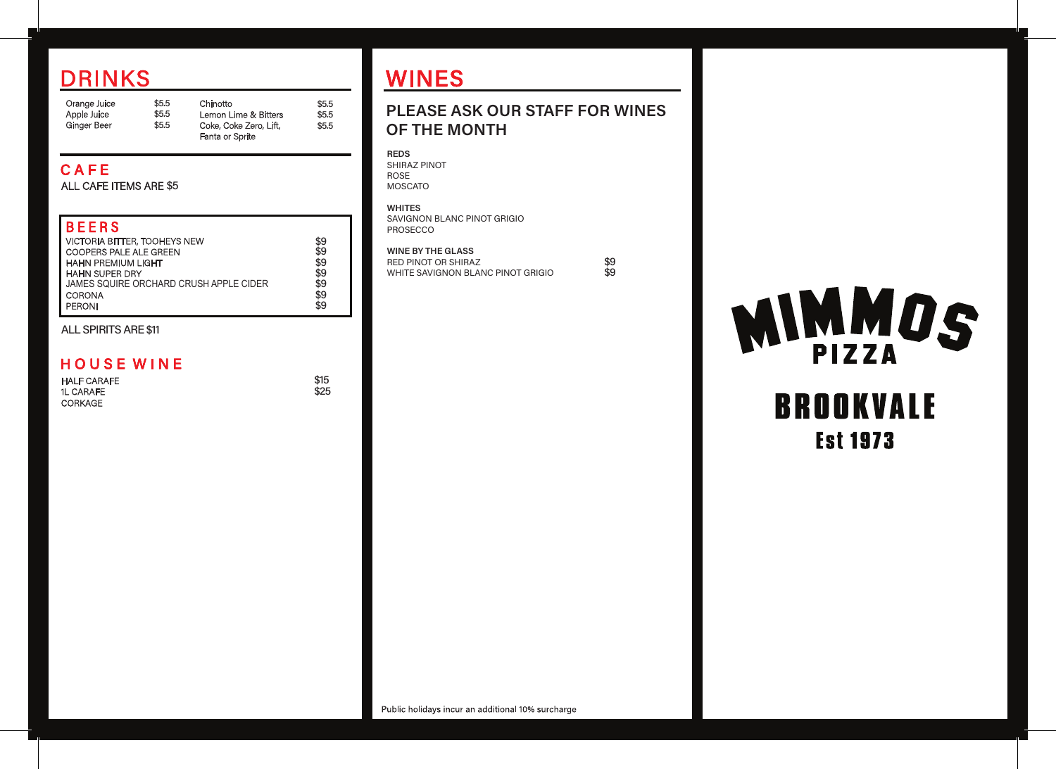## DRINKS

| | | | |
|---|---|---|---|
| Orange Juice | $5.5 | Chinotto | $5.5 |
| Apple Juice | $5.5 | Lemon Lime & Bitters | $5.5 |
| Ginger Beer | $5.5 | Coke, Coke Zero, Lift, Fanta or Sprite | $5.5 |

## CAFE

ALL CAFE ITEMS ARE $5

## BEERS

| | |
|---|---|
| VICTORIA BITTER, TOOHEYS NEW | $9 |
| COOPERS PALE ALE GREEN | $9 |
| HAHN PREMIUM LIGHT | $9 |
| HAHN SUPER DRY | $9 |
| JAMES SQUIRE ORCHARD CRUSH APPLE CIDER | $9 |
| CORONA | $9 |
| PERONI | $9 |

ALL SPIRITS ARE $11

## HOUSE WINE

| | |
|---|---|
| HALF CARAFE | $15 |
| 1L CARAFE | $25 |
| CORKAGE | |

## WINES

### PLEASE ASK OUR STAFF FOR WINES OF THE MONTH

**REDS**
SHIRAZ PINOT
ROSE
MOSCATO

**WHITES**
SAVIGNON BLANC PINOT GRIGIO
PROSECCO

**WINE BY THE GLASS**

| | |
|---|---|
| RED PINOT OR SHIRAZ | $9 |
| WHITE SAVIGNON BLANC PINOT GRIGIO | $9 |

Public holidays incur an additional 10% surcharge

# MIMMOS PIZZA

## BROOKVALE

Est 1973